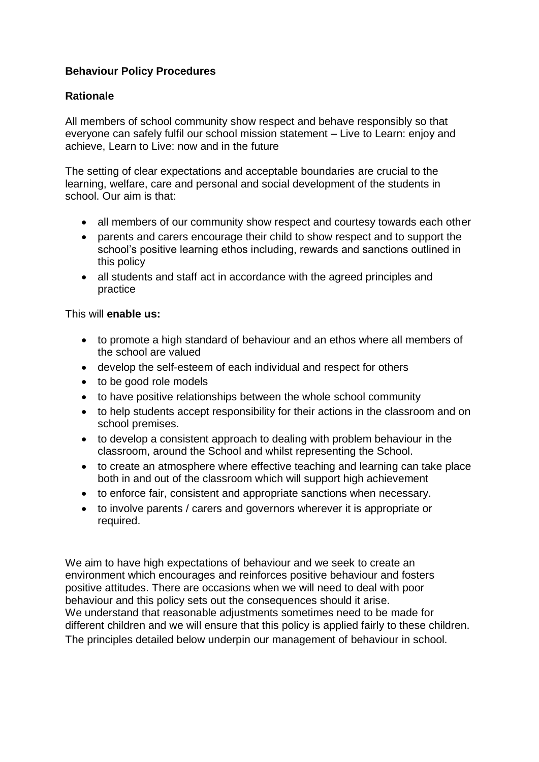**Behaviour Policy Procedures**

**Rationale**

All members of school community show respect and behave responsibly so that everyone can safely fulfil our school mission statement – Live to Learn: enjoy and achieve, Learn to Live: now and in the future

The setting of clear expectations and acceptable boundaries are crucial to the learning, welfare, care and personal and social development of the students in school. Our aim is that:

- all members of our community show respect and courtesy towards each other
- parents and carers encourage their child to show respect and to support the school's positive learning ethos including, rewards and sanctions outlined in this policy
- all students and staff act in accordance with the agreed principles and practice

This will **enable us:**

- to promote a high standard of behaviour and an ethos where all members of the school are valued
- develop the self-esteem of each individual and respect for others
- to be good role models
- to have positive relationships between the whole school community
- to help students accept responsibility for their actions in the classroom and on school premises.
- to develop a consistent approach to dealing with problem behaviour in the classroom, around the School and whilst representing the School.
- to create an atmosphere where effective teaching and learning can take place both in and out of the classroom which will support high achievement
- to enforce fair, consistent and appropriate sanctions when necessary.
- to involve parents / carers and governors wherever it is appropriate or required.

We aim to have high expectations of behaviour and we seek to create an environment which encourages and reinforces positive behaviour and fosters positive attitudes. There are occasions when we will need to deal with poor behaviour and this policy sets out the consequences should it arise.
We understand that reasonable adjustments sometimes need to be made for different children and we will ensure that this policy is applied fairly to these children.
The principles detailed below underpin our management of behaviour in school.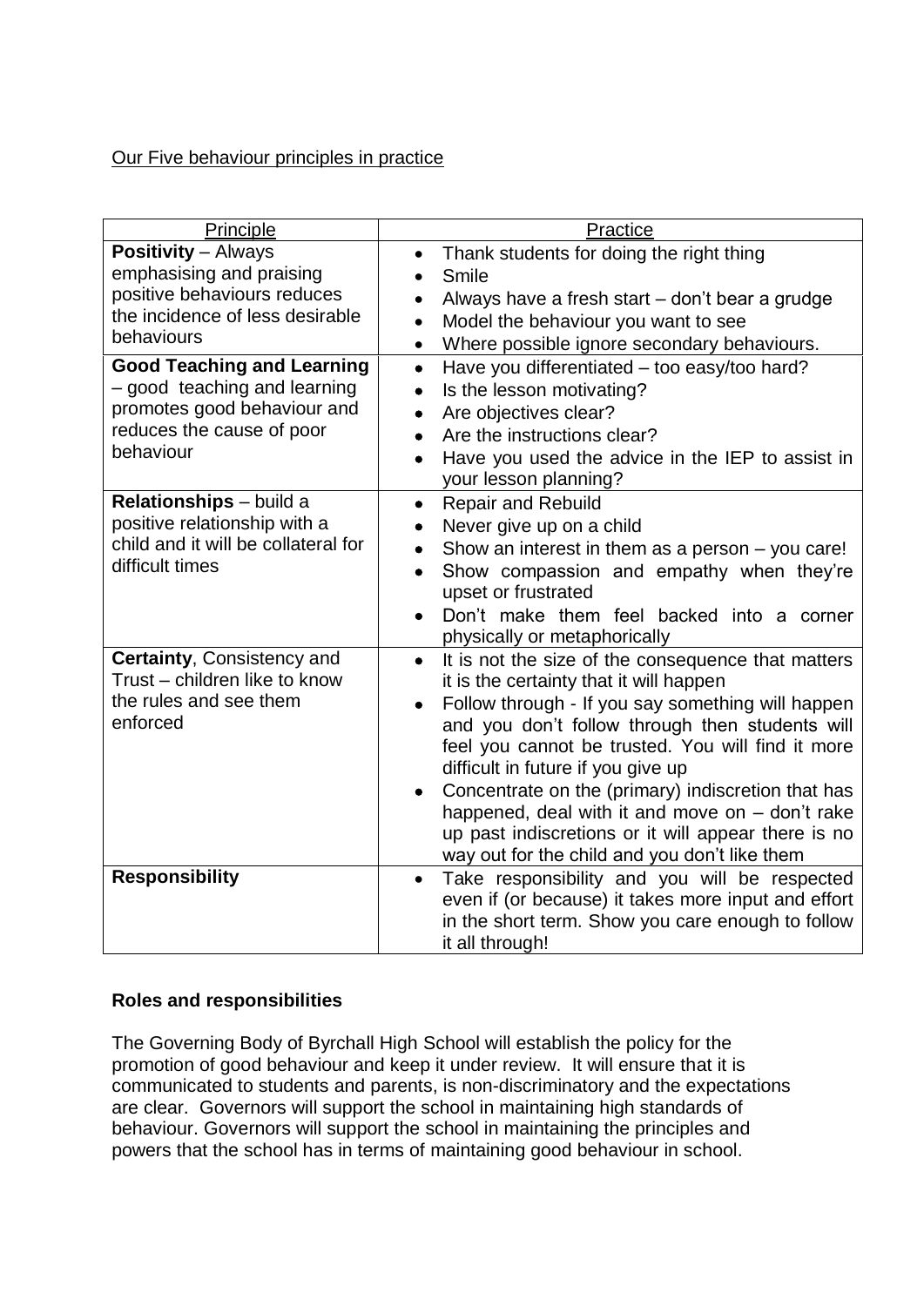Our Five behaviour principles in practice

| Principle | Practice |
|---|---|
| **Positivity** – Always emphasising and praising positive behaviours reduces the incidence of less desirable behaviours | • Thank students for doing the right thing<br>• Smile<br>• Always have a fresh start – don't bear a grudge<br>• Model the behaviour you want to see<br>• Where possible ignore secondary behaviours. |
| **Good Teaching and Learning** – good teaching and learning promotes good behaviour and reduces the cause of poor behaviour | • Have you differentiated – too easy/too hard?<br>• Is the lesson motivating?<br>• Are objectives clear?<br>• Are the instructions clear?<br>• Have you used the advice in the IEP to assist in your lesson planning? |
| **Relationships** – build a positive relationship with a child and it will be collateral for difficult times | • Repair and Rebuild<br>• Never give up on a child<br>• Show an interest in them as a person – you care!<br>• Show compassion and empathy when they're upset or frustrated<br>• Don't make them feel backed into a corner physically or metaphorically |
| **Certainty**, Consistency and Trust – children like to know the rules and see them enforced | • It is not the size of the consequence that matters it is the certainty that it will happen<br>• Follow through - If you say something will happen and you don't follow through then students will feel you cannot be trusted. You will find it more difficult in future if you give up<br>• Concentrate on the (primary) indiscretion that has happened, deal with it and move on – don't rake up past indiscretions or it will appear there is no way out for the child and you don't like them |
| **Responsibility** | • Take responsibility and you will be respected even if (or because) it takes more input and effort in the short term. Show you care enough to follow it all through! |

**Roles and responsibilities**

The Governing Body of Byrchall High School will establish the policy for the promotion of good behaviour and keep it under review. It will ensure that it is communicated to students and parents, is non-discriminatory and the expectations are clear. Governors will support the school in maintaining high standards of behaviour. Governors will support the school in maintaining the principles and powers that the school has in terms of maintaining good behaviour in school.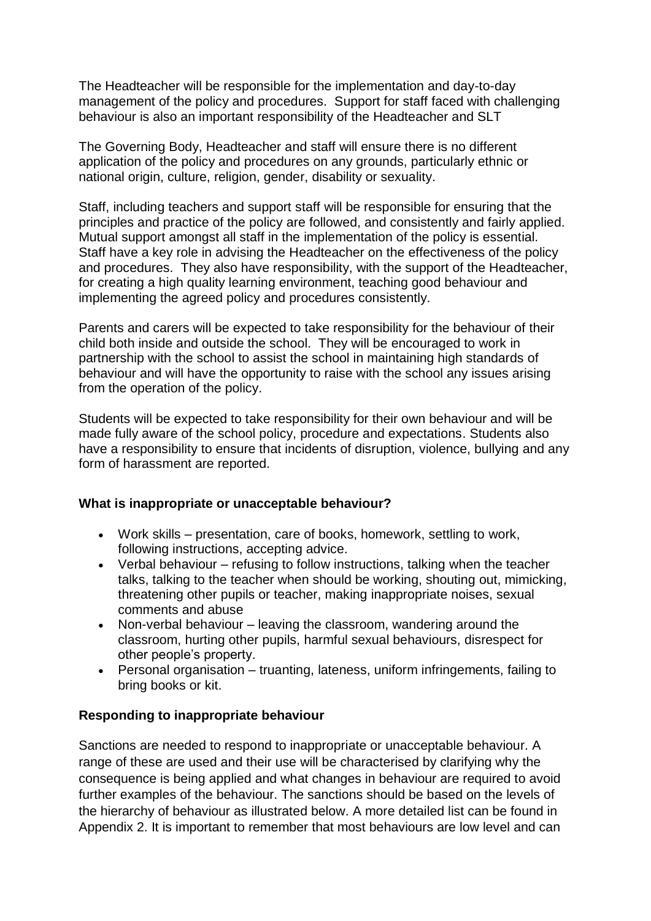The Headteacher will be responsible for the implementation and day-to-day management of the policy and procedures. Support for staff faced with challenging behaviour is also an important responsibility of the Headteacher and SLT

The Governing Body, Headteacher and staff will ensure there is no different application of the policy and procedures on any grounds, particularly ethnic or national origin, culture, religion, gender, disability or sexuality.

Staff, including teachers and support staff will be responsible for ensuring that the principles and practice of the policy are followed, and consistently and fairly applied. Mutual support amongst all staff in the implementation of the policy is essential. Staff have a key role in advising the Headteacher on the effectiveness of the policy and procedures. They also have responsibility, with the support of the Headteacher, for creating a high quality learning environment, teaching good behaviour and implementing the agreed policy and procedures consistently.

Parents and carers will be expected to take responsibility for the behaviour of their child both inside and outside the school. They will be encouraged to work in partnership with the school to assist the school in maintaining high standards of behaviour and will have the opportunity to raise with the school any issues arising from the operation of the policy.

Students will be expected to take responsibility for their own behaviour and will be made fully aware of the school policy, procedure and expectations. Students also have a responsibility to ensure that incidents of disruption, violence, bullying and any form of harassment are reported.

**What is inappropriate or unacceptable behaviour?**

- Work skills – presentation, care of books, homework, settling to work, following instructions, accepting advice.
- Verbal behaviour – refusing to follow instructions, talking when the teacher talks, talking to the teacher when should be working, shouting out, mimicking, threatening other pupils or teacher, making inappropriate noises, sexual comments and abuse
- Non-verbal behaviour – leaving the classroom, wandering around the classroom, hurting other pupils, harmful sexual behaviours, disrespect for other people's property.
- Personal organisation – truanting, lateness, uniform infringements, failing to bring books or kit.

**Responding to inappropriate behaviour**

Sanctions are needed to respond to inappropriate or unacceptable behaviour. A range of these are used and their use will be characterised by clarifying why the consequence is being applied and what changes in behaviour are required to avoid further examples of the behaviour. The sanctions should be based on the levels of the hierarchy of behaviour as illustrated below. A more detailed list can be found in Appendix 2. It is important to remember that most behaviours are low level and can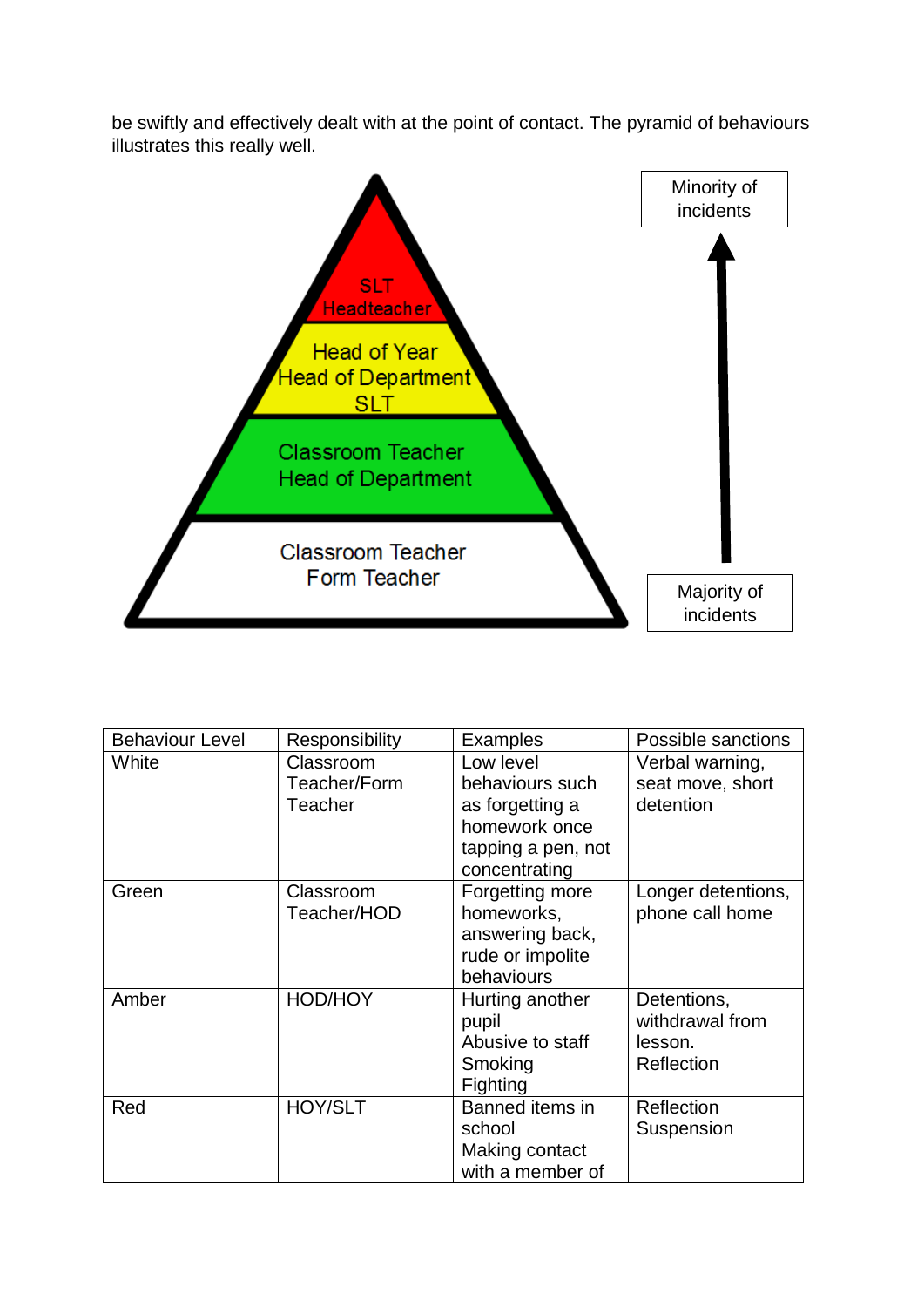be swiftly and effectively dealt with at the point of contact. The pyramid of behaviours illustrates this really well.

SLT
Headteacher

Head of Year
Head of Department
SLT

Classroom Teacher
Head of Department

Classroom Teacher
Form Teacher

Minority of incidents

Majority of incidents

| Behaviour Level | Responsibility | Examples | Possible sanctions |
| --- | --- | --- | --- |
| White | Classroom Teacher/Form Teacher | Low level behaviours such as forgetting a homework once tapping a pen, not concentrating | Verbal warning, seat move, short detention |
| Green | Classroom Teacher/HOD | Forgetting more homeworks, answering back, rude or impolite behaviours | Longer detentions, phone call home |
| Amber | HOD/HOY | Hurting another pupil<br>Abusive to staff<br>Smoking<br>Fighting | Detentions, withdrawal from lesson.<br>Reflection |
| Red | HOY/SLT | Banned items in school<br>Making contact with a member of | Reflection<br>Suspension |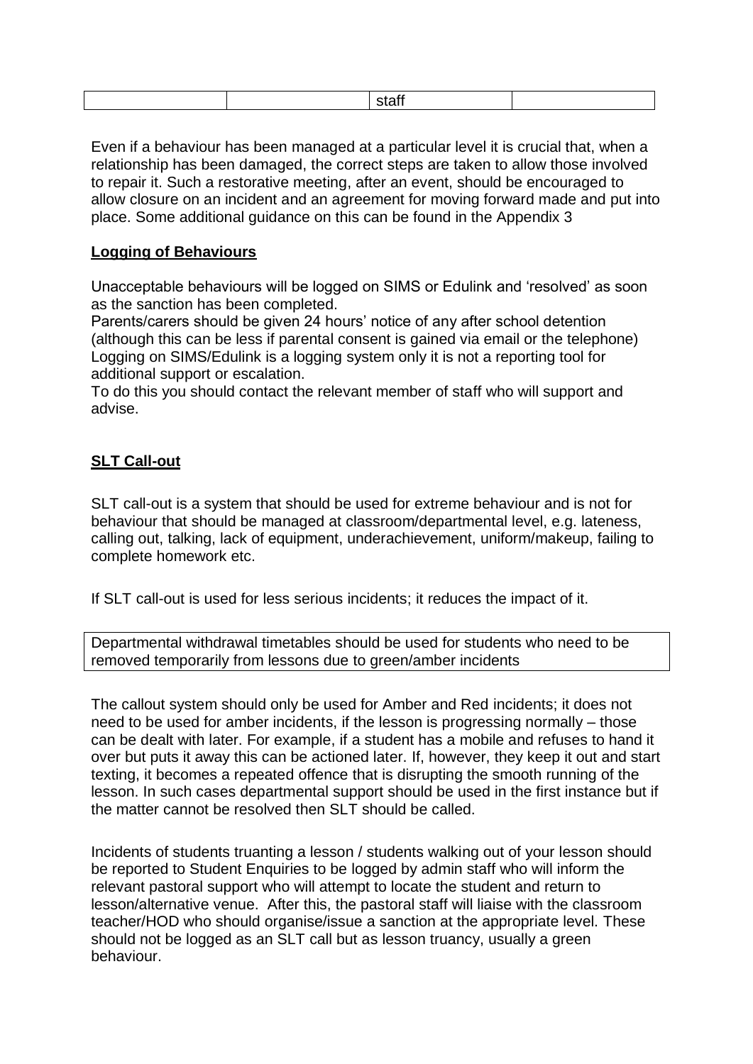| | | | |
|---|---|---|---|
| | | staff | |

Even if a behaviour has been managed at a particular level it is crucial that, when a relationship has been damaged, the correct steps are taken to allow those involved to repair it. Such a restorative meeting, after an event, should be encouraged to allow closure on an incident and an agreement for moving forward made and put into place. Some additional guidance on this can be found in the Appendix 3

**Logging of Behaviours**

Unacceptable behaviours will be logged on SIMS or Edulink and 'resolved' as soon as the sanction has been completed.
Parents/carers should be given 24 hours' notice of any after school detention (although this can be less if parental consent is gained via email or the telephone)
Logging on SIMS/Edulink is a logging system only it is not a reporting tool for additional support or escalation.
To do this you should contact the relevant member of staff who will support and advise.

**SLT Call-out**

SLT call-out is a system that should be used for extreme behaviour and is not for behaviour that should be managed at classroom/departmental level, e.g. lateness, calling out, talking, lack of equipment, underachievement, uniform/makeup, failing to complete homework etc.

If SLT call-out is used for less serious incidents; it reduces the impact of it.

| |
|---|
| Departmental withdrawal timetables should be used for students who need to be removed temporarily from lessons due to green/amber incidents |

The callout system should only be used for Amber and Red incidents; it does not need to be used for amber incidents, if the lesson is progressing normally – those can be dealt with later. For example, if a student has a mobile and refuses to hand it over but puts it away this can be actioned later. If, however, they keep it out and start texting, it becomes a repeated offence that is disrupting the smooth running of the lesson. In such cases departmental support should be used in the first instance but if the matter cannot be resolved then SLT should be called.

Incidents of students truanting a lesson / students walking out of your lesson should be reported to Student Enquiries to be logged by admin staff who will inform the relevant pastoral support who will attempt to locate the student and return to lesson/alternative venue. After this, the pastoral staff will liaise with the classroom teacher/HOD who should organise/issue a sanction at the appropriate level. These should not be logged as an SLT call but as lesson truancy, usually a green behaviour.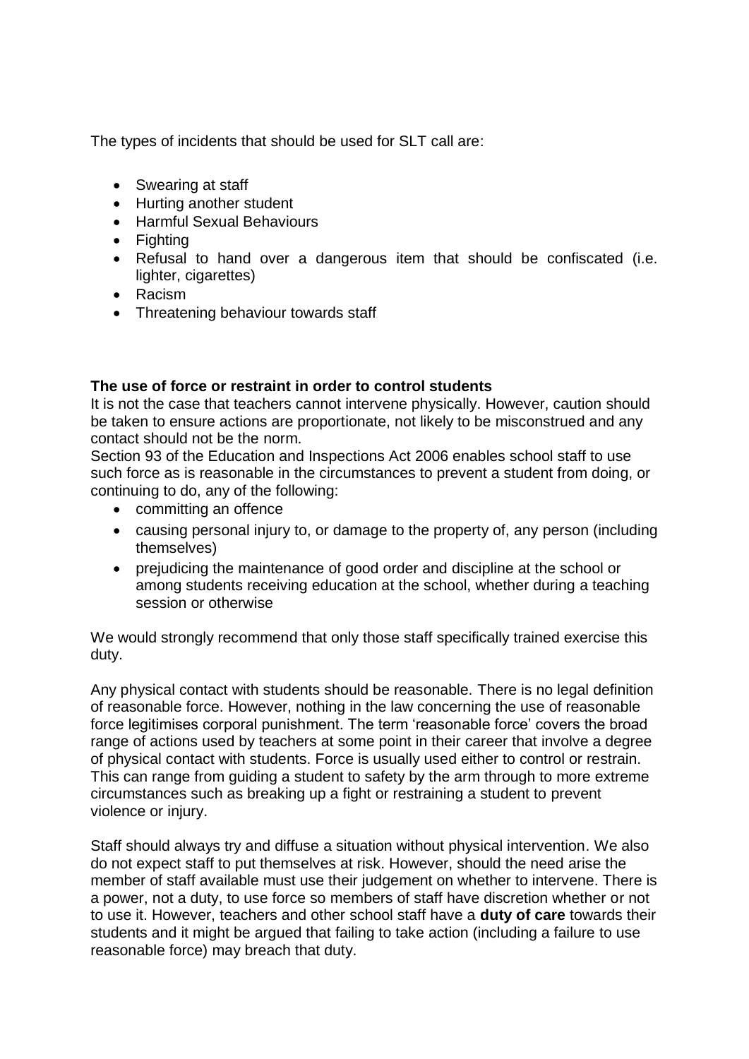The types of incidents that should be used for SLT call are:

- Swearing at staff
- Hurting another student
- Harmful Sexual Behaviours
- Fighting
- Refusal to hand over a dangerous item that should be confiscated (i.e. lighter, cigarettes)
- Racism
- Threatening behaviour towards staff

**The use of force or restraint in order to control students**

It is not the case that teachers cannot intervene physically. However, caution should be taken to ensure actions are proportionate, not likely to be misconstrued and any contact should not be the norm.

Section 93 of the Education and Inspections Act 2006 enables school staff to use such force as is reasonable in the circumstances to prevent a student from doing, or continuing to do, any of the following:

- committing an offence
- causing personal injury to, or damage to the property of, any person (including themselves)
- prejudicing the maintenance of good order and discipline at the school or among students receiving education at the school, whether during a teaching session or otherwise

We would strongly recommend that only those staff specifically trained exercise this duty.

Any physical contact with students should be reasonable. There is no legal definition of reasonable force. However, nothing in the law concerning the use of reasonable force legitimises corporal punishment. The term 'reasonable force' covers the broad range of actions used by teachers at some point in their career that involve a degree of physical contact with students. Force is usually used either to control or restrain. This can range from guiding a student to safety by the arm through to more extreme circumstances such as breaking up a fight or restraining a student to prevent violence or injury.

Staff should always try and diffuse a situation without physical intervention. We also do not expect staff to put themselves at risk. However, should the need arise the member of staff available must use their judgement on whether to intervene. There is a power, not a duty, to use force so members of staff have discretion whether or not to use it. However, teachers and other school staff have a **duty of care** towards their students and it might be argued that failing to take action (including a failure to use reasonable force) may breach that duty.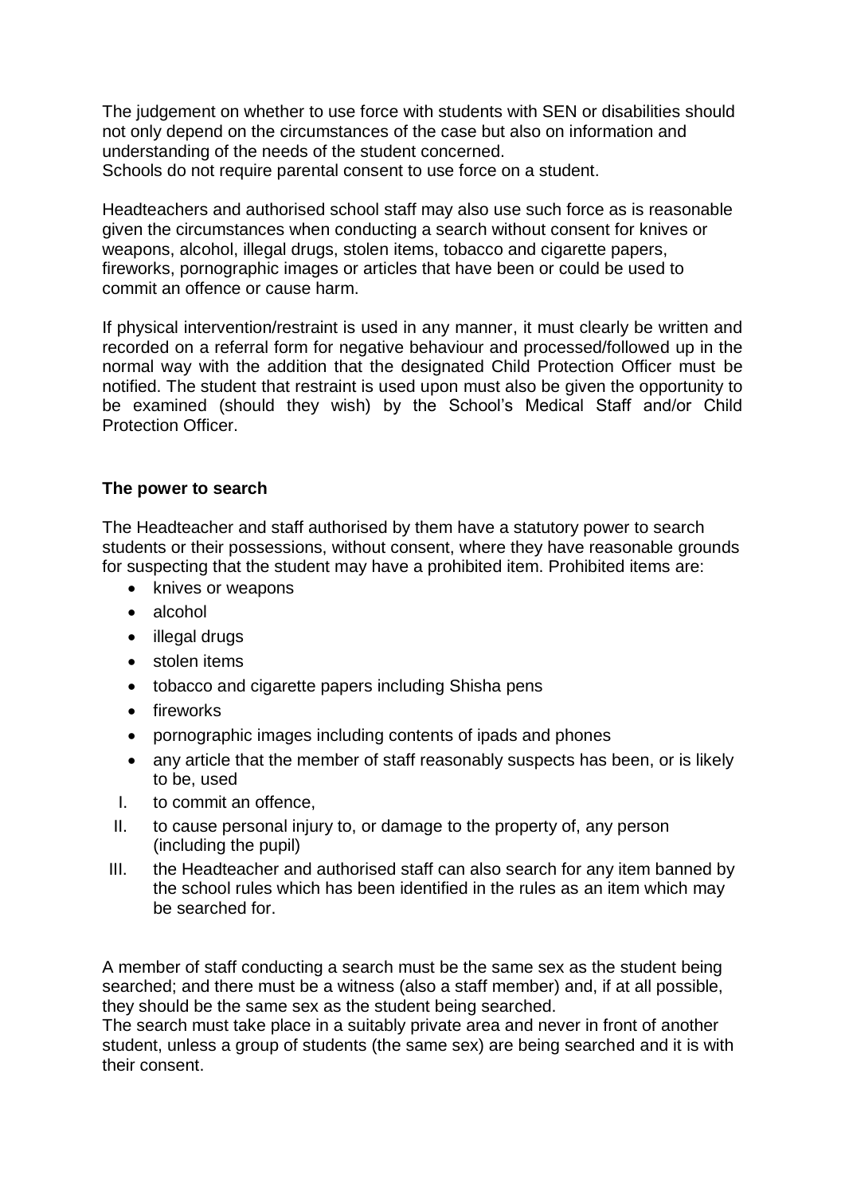The judgement on whether to use force with students with SEN or disabilities should not only depend on the circumstances of the case but also on information and understanding of the needs of the student concerned.
Schools do not require parental consent to use force on a student.

Headteachers and authorised school staff may also use such force as is reasonable given the circumstances when conducting a search without consent for knives or weapons, alcohol, illegal drugs, stolen items, tobacco and cigarette papers, fireworks, pornographic images or articles that have been or could be used to commit an offence or cause harm.

If physical intervention/restraint is used in any manner, it must clearly be written and recorded on a referral form for negative behaviour and processed/followed up in the normal way with the addition that the designated Child Protection Officer must be notified. The student that restraint is used upon must also be given the opportunity to be examined (should they wish) by the School's Medical Staff and/or Child Protection Officer.

**The power to search**

The Headteacher and staff authorised by them have a statutory power to search students or their possessions, without consent, where they have reasonable grounds for suspecting that the student may have a prohibited item. Prohibited items are:

- knives or weapons
- alcohol
- illegal drugs
- stolen items
- tobacco and cigarette papers including Shisha pens
- fireworks
- pornographic images including contents of ipads and phones
- any article that the member of staff reasonably suspects has been, or is likely to be, used

I. to commit an offence,

II. to cause personal injury to, or damage to the property of, any person (including the pupil)

III. the Headteacher and authorised staff can also search for any item banned by the school rules which has been identified in the rules as an item which may be searched for.

A member of staff conducting a search must be the same sex as the student being searched; and there must be a witness (also a staff member) and, if at all possible, they should be the same sex as the student being searched.
The search must take place in a suitably private area and never in front of another student, unless a group of students (the same sex) are being searched and it is with their consent.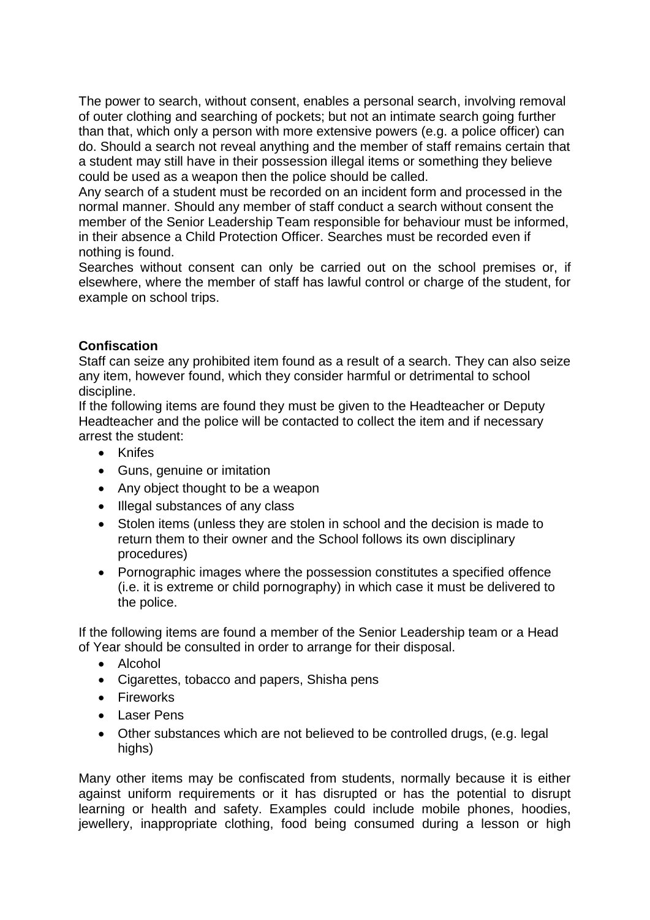The power to search, without consent, enables a personal search, involving removal of outer clothing and searching of pockets; but not an intimate search going further than that, which only a person with more extensive powers (e.g. a police officer) can do. Should a search not reveal anything and the member of staff remains certain that a student may still have in their possession illegal items or something they believe could be used as a weapon then the police should be called.

Any search of a student must be recorded on an incident form and processed in the normal manner. Should any member of staff conduct a search without consent the member of the Senior Leadership Team responsible for behaviour must be informed, in their absence a Child Protection Officer. Searches must be recorded even if nothing is found.

Searches without consent can only be carried out on the school premises or, if elsewhere, where the member of staff has lawful control or charge of the student, for example on school trips.

**Confiscation**

Staff can seize any prohibited item found as a result of a search. They can also seize any item, however found, which they consider harmful or detrimental to school discipline.

If the following items are found they must be given to the Headteacher or Deputy Headteacher and the police will be contacted to collect the item and if necessary arrest the student:

- Knifes
- Guns, genuine or imitation
- Any object thought to be a weapon
- Illegal substances of any class
- Stolen items (unless they are stolen in school and the decision is made to return them to their owner and the School follows its own disciplinary procedures)
- Pornographic images where the possession constitutes a specified offence (i.e. it is extreme or child pornography) in which case it must be delivered to the police.

If the following items are found a member of the Senior Leadership team or a Head of Year should be consulted in order to arrange for their disposal.

- Alcohol
- Cigarettes, tobacco and papers, Shisha pens
- Fireworks
- Laser Pens
- Other substances which are not believed to be controlled drugs, (e.g. legal highs)

Many other items may be confiscated from students, normally because it is either against uniform requirements or it has disrupted or has the potential to disrupt learning or health and safety. Examples could include mobile phones, hoodies, jewellery, inappropriate clothing, food being consumed during a lesson or high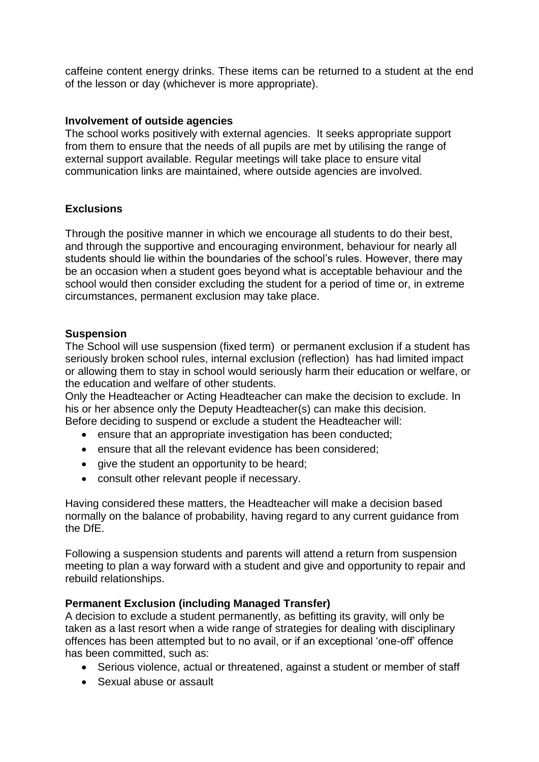caffeine content energy drinks. These items can be returned to a student at the end of the lesson or day (whichever is more appropriate).

**Involvement of outside agencies**

The school works positively with external agencies. It seeks appropriate support from them to ensure that the needs of all pupils are met by utilising the range of external support available. Regular meetings will take place to ensure vital communication links are maintained, where outside agencies are involved.

**Exclusions**

Through the positive manner in which we encourage all students to do their best, and through the supportive and encouraging environment, behaviour for nearly all students should lie within the boundaries of the school's rules. However, there may be an occasion when a student goes beyond what is acceptable behaviour and the school would then consider excluding the student for a period of time or, in extreme circumstances, permanent exclusion may take place.

**Suspension**

The School will use suspension (fixed term) or permanent exclusion if a student has seriously broken school rules, internal exclusion (reflection) has had limited impact or allowing them to stay in school would seriously harm their education or welfare, or the education and welfare of other students.

Only the Headteacher or Acting Headteacher can make the decision to exclude. In his or her absence only the Deputy Headteacher(s) can make this decision.

Before deciding to suspend or exclude a student the Headteacher will:

- ensure that an appropriate investigation has been conducted;
- ensure that all the relevant evidence has been considered;
- give the student an opportunity to be heard;
- consult other relevant people if necessary.

Having considered these matters, the Headteacher will make a decision based normally on the balance of probability, having regard to any current guidance from the DfE.

Following a suspension students and parents will attend a return from suspension meeting to plan a way forward with a student and give and opportunity to repair and rebuild relationships.

**Permanent Exclusion (including Managed Transfer)**

A decision to exclude a student permanently, as befitting its gravity, will only be taken as a last resort when a wide range of strategies for dealing with disciplinary offences has been attempted but to no avail, or if an exceptional 'one-off' offence has been committed, such as:

- Serious violence, actual or threatened, against a student or member of staff
- Sexual abuse or assault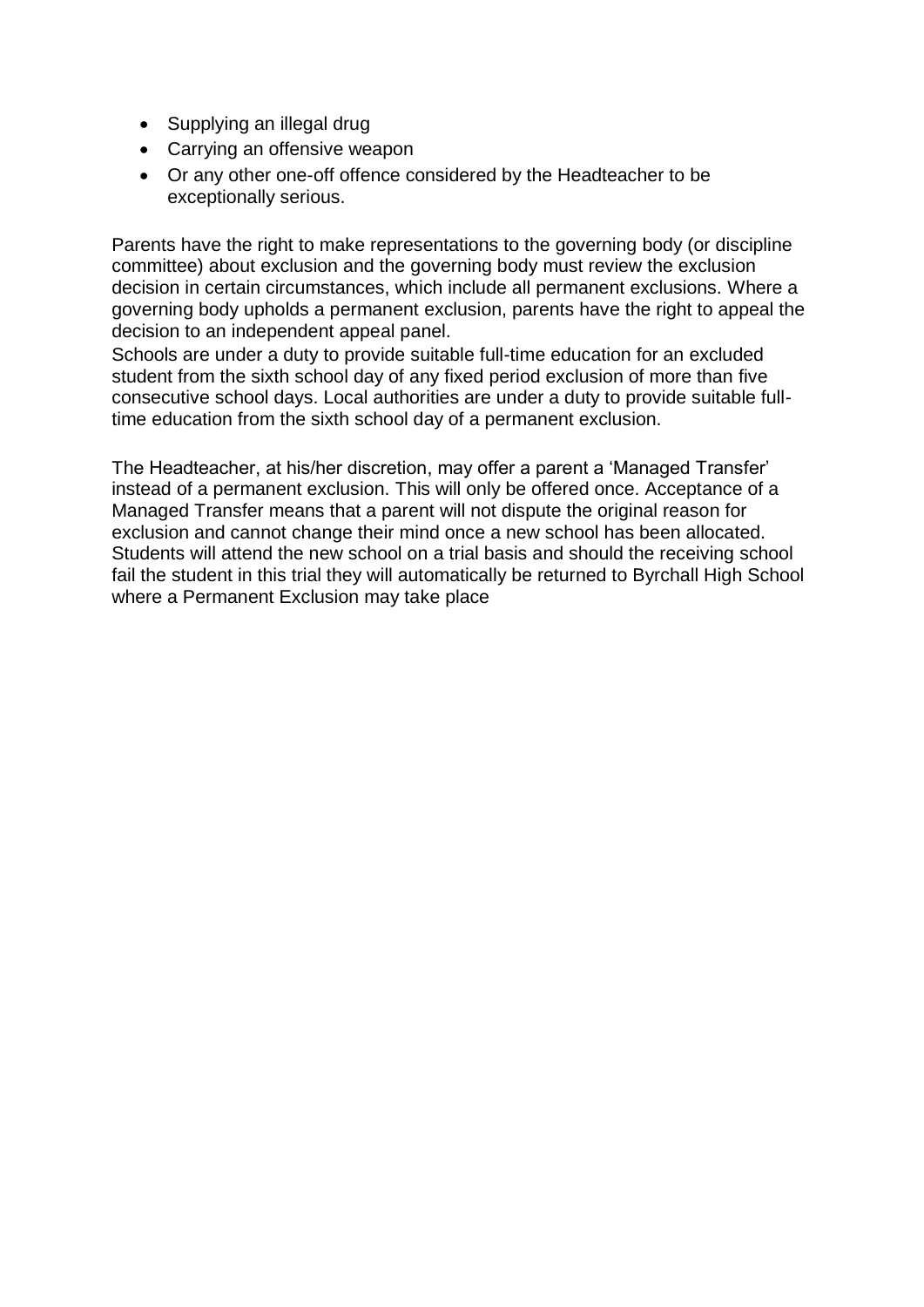- Supplying an illegal drug
- Carrying an offensive weapon
- Or any other one-off offence considered by the Headteacher to be exceptionally serious.

Parents have the right to make representations to the governing body (or discipline committee) about exclusion and the governing body must review the exclusion decision in certain circumstances, which include all permanent exclusions. Where a governing body upholds a permanent exclusion, parents have the right to appeal the decision to an independent appeal panel.
Schools are under a duty to provide suitable full-time education for an excluded student from the sixth school day of any fixed period exclusion of more than five consecutive school days. Local authorities are under a duty to provide suitable full-time education from the sixth school day of a permanent exclusion.

The Headteacher, at his/her discretion, may offer a parent a 'Managed Transfer' instead of a permanent exclusion. This will only be offered once. Acceptance of a Managed Transfer means that a parent will not dispute the original reason for exclusion and cannot change their mind once a new school has been allocated. Students will attend the new school on a trial basis and should the receiving school fail the student in this trial they will automatically be returned to Byrchall High School where a Permanent Exclusion may take place